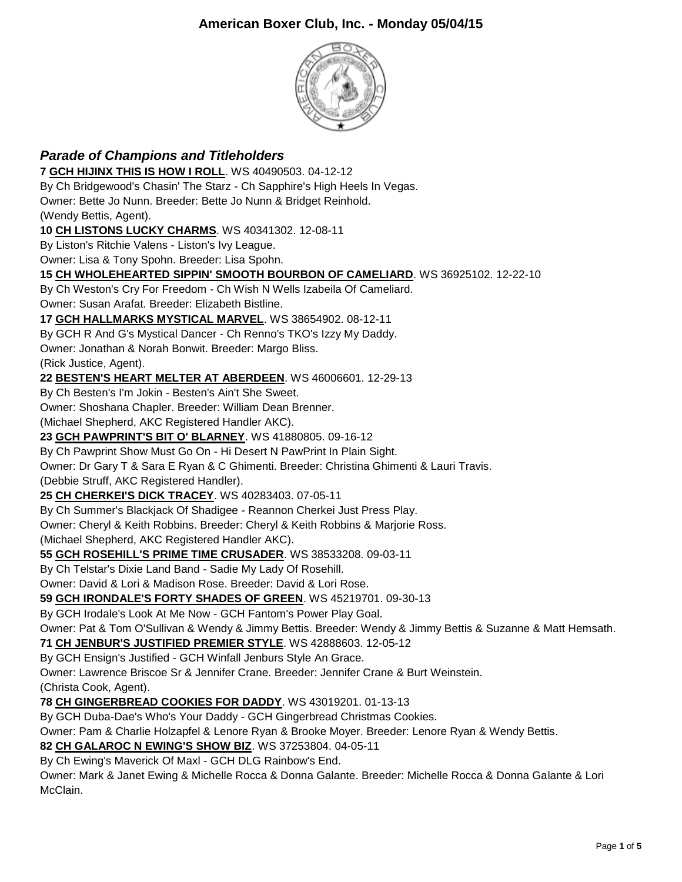# American Boxer Club, Inc. - Monday 05/04/15

## *Parade of Champions and Titleholders*

**7 GCH HIJINX THIS IS HOW I ROLL**. WS 40490503. 04-12-12
By Ch Bridgewood's Chasin' The Starz - Ch Sapphire's High Heels In Vegas.
Owner: Bette Jo Nunn. Breeder: Bette Jo Nunn & Bridget Reinhold.
(Wendy Bettis, Agent).

**10 CH LISTONS LUCKY CHARMS**. WS 40341302. 12-08-11
By Liston's Ritchie Valens - Liston's Ivy League.
Owner: Lisa & Tony Spohn. Breeder: Lisa Spohn.

**15 CH WHOLEHEARTED SIPPIN' SMOOTH BOURBON OF CAMELIARD**. WS 36925102. 12-22-10
By Ch Weston's Cry For Freedom - Ch Wish N Wells Izabeila Of Cameliard.
Owner: Susan Arafat. Breeder: Elizabeth Bistline.

**17 GCH HALLMARKS MYSTICAL MARVEL**. WS 38654902. 08-12-11
By GCH R And G's Mystical Dancer - Ch Renno's TKO's Izzy My Daddy.
Owner: Jonathan & Norah Bonwit. Breeder: Margo Bliss.
(Rick Justice, Agent).

**22 BESTEN'S HEART MELTER AT ABERDEEN**. WS 46006601. 12-29-13
By Ch Besten's I'm Jokin - Besten's Ain't She Sweet.
Owner: Shoshana Chapler. Breeder: William Dean Brenner.
(Michael Shepherd, AKC Registered Handler AKC).

**23 GCH PAWPRINT'S BIT O' BLARNEY**. WS 41880805. 09-16-12
By Ch Pawprint Show Must Go On - Hi Desert N PawPrint In Plain Sight.
Owner: Dr Gary T & Sara E Ryan & C Ghimenti. Breeder: Christina Ghimenti & Lauri Travis.
(Debbie Struff, AKC Registered Handler).

**25 CH CHERKEI'S DICK TRACEY**. WS 40283403. 07-05-11
By Ch Summer's Blackjack Of Shadigee - Reannon Cherkei Just Press Play.
Owner: Cheryl & Keith Robbins. Breeder: Cheryl & Keith Robbins & Marjorie Ross.
(Michael Shepherd, AKC Registered Handler AKC).

**55 GCH ROSEHILL'S PRIME TIME CRUSADER**. WS 38533208. 09-03-11
By Ch Telstar's Dixie Land Band - Sadie My Lady Of Rosehill.
Owner: David & Lori & Madison Rose. Breeder: David & Lori Rose.

**59 GCH IRONDALE'S FORTY SHADES OF GREEN**. WS 45219701. 09-30-13
By GCH Irodale's Look At Me Now - GCH Fantom's Power Play Goal.
Owner: Pat & Tom O'Sullivan & Wendy & Jimmy Bettis. Breeder: Wendy & Jimmy Bettis & Suzanne & Matt Hemsath.

**71 CH JENBUR'S JUSTIFIED PREMIER STYLE**. WS 42888603. 12-05-12
By GCH Ensign's Justified - GCH Winfall Jenburs Style An Grace.
Owner: Lawrence Briscoe Sr & Jennifer Crane. Breeder: Jennifer Crane & Burt Weinstein.
(Christa Cook, Agent).

**78 CH GINGERBREAD COOKIES FOR DADDY**. WS 43019201. 01-13-13
By GCH Duba-Dae's Who's Your Daddy - GCH Gingerbread Christmas Cookies.
Owner: Pam & Charlie Holzapfel & Lenore Ryan & Brooke Moyer. Breeder: Lenore Ryan & Wendy Bettis.

**82 CH GALAROC N EWING'S SHOW BIZ**. WS 37253804. 04-05-11
By Ch Ewing's Maverick Of Maxl - GCH DLG Rainbow's End.
Owner: Mark & Janet Ewing & Michelle Rocca & Donna Galante. Breeder: Michelle Rocca & Donna Galante & Lori McClain.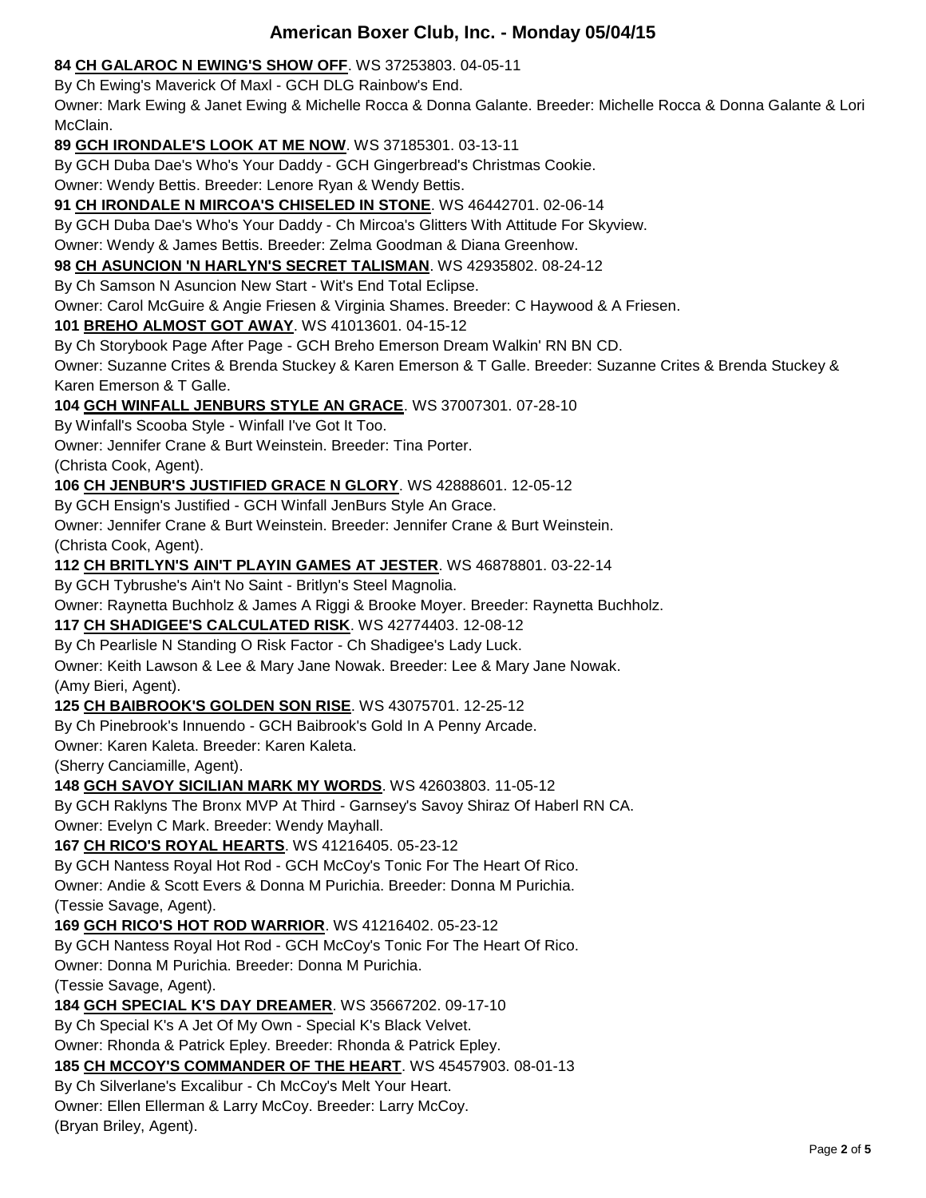**84 CH GALAROC N EWING'S SHOW OFF**. WS 37253803. 04-05-11
By Ch Ewing's Maverick Of Maxl - GCH DLG Rainbow's End.
Owner: Mark Ewing & Janet Ewing & Michelle Rocca & Donna Galante. Breeder: Michelle Rocca & Donna Galante & Lori McClain.

**89 GCH IRONDALE'S LOOK AT ME NOW**. WS 37185301. 03-13-11
By GCH Duba Dae's Who's Your Daddy - GCH Gingerbread's Christmas Cookie.
Owner: Wendy Bettis. Breeder: Lenore Ryan & Wendy Bettis.

**91 CH IRONDALE N MIRCOA'S CHISELED IN STONE**. WS 46442701. 02-06-14
By GCH Duba Dae's Who's Your Daddy - Ch Mircoa's Glitters With Attitude For Skyview.
Owner: Wendy & James Bettis. Breeder: Zelma Goodman & Diana Greenhow.

**98 CH ASUNCION 'N HARLYN'S SECRET TALISMAN**. WS 42935802. 08-24-12
By Ch Samson N Asuncion New Start - Wit's End Total Eclipse.
Owner: Carol McGuire & Angie Friesen & Virginia Shames. Breeder: C Haywood & A Friesen.

**101 BREHO ALMOST GOT AWAY**. WS 41013601. 04-15-12
By Ch Storybook Page After Page - GCH Breho Emerson Dream Walkin' RN BN CD.
Owner: Suzanne Crites & Brenda Stuckey & Karen Emerson & T Galle. Breeder: Suzanne Crites & Brenda Stuckey & Karen Emerson & T Galle.

**104 GCH WINFALL JENBURS STYLE AN GRACE**. WS 37007301. 07-28-10
By Winfall's Scooba Style - Winfall I've Got It Too.
Owner: Jennifer Crane & Burt Weinstein. Breeder: Tina Porter.
(Christa Cook, Agent).

**106 CH JENBUR'S JUSTIFIED GRACE N GLORY**. WS 42888601. 12-05-12
By GCH Ensign's Justified - GCH Winfall JenBurs Style An Grace.
Owner: Jennifer Crane & Burt Weinstein. Breeder: Jennifer Crane & Burt Weinstein.
(Christa Cook, Agent).

**112 CH BRITLYN'S AIN'T PLAYIN GAMES AT JESTER**. WS 46878801. 03-22-14
By GCH Tybrushe's Ain't No Saint - Britlyn's Steel Magnolia.
Owner: Raynetta Buchholz & James A Riggi & Brooke Moyer. Breeder: Raynetta Buchholz.

**117 CH SHADIGEE'S CALCULATED RISK**. WS 42774403. 12-08-12
By Ch Pearlisle N Standing O Risk Factor - Ch Shadigee's Lady Luck.
Owner: Keith Lawson & Lee & Mary Jane Nowak. Breeder: Lee & Mary Jane Nowak.
(Amy Bieri, Agent).

**125 CH BAIBROOK'S GOLDEN SON RISE**. WS 43075701. 12-25-12
By Ch Pinebrook's Innuendo - GCH Baibrook's Gold In A Penny Arcade.
Owner: Karen Kaleta. Breeder: Karen Kaleta.
(Sherry Canciamille, Agent).

**148 GCH SAVOY SICILIAN MARK MY WORDS**. WS 42603803. 11-05-12
By GCH Raklyns The Bronx MVP At Third - Garnsey's Savoy Shiraz Of Haberl RN CA.
Owner: Evelyn C Mark. Breeder: Wendy Mayhall.

**167 CH RICO'S ROYAL HEARTS**. WS 41216405. 05-23-12
By GCH Nantess Royal Hot Rod - GCH McCoy's Tonic For The Heart Of Rico.
Owner: Andie & Scott Evers & Donna M Purichia. Breeder: Donna M Purichia.
(Tessie Savage, Agent).

**169 GCH RICO'S HOT ROD WARRIOR**. WS 41216402. 05-23-12
By GCH Nantess Royal Hot Rod - GCH McCoy's Tonic For The Heart Of Rico.
Owner: Donna M Purichia. Breeder: Donna M Purichia.
(Tessie Savage, Agent).

**184 GCH SPECIAL K'S DAY DREAMER**. WS 35667202. 09-17-10
By Ch Special K's A Jet Of My Own - Special K's Black Velvet.
Owner: Rhonda & Patrick Epley. Breeder: Rhonda & Patrick Epley.

**185 CH MCCOY'S COMMANDER OF THE HEART**. WS 45457903. 08-01-13
By Ch Silverlane's Excalibur - Ch McCoy's Melt Your Heart.
Owner: Ellen Ellerman & Larry McCoy. Breeder: Larry McCoy.
(Bryan Briley, Agent).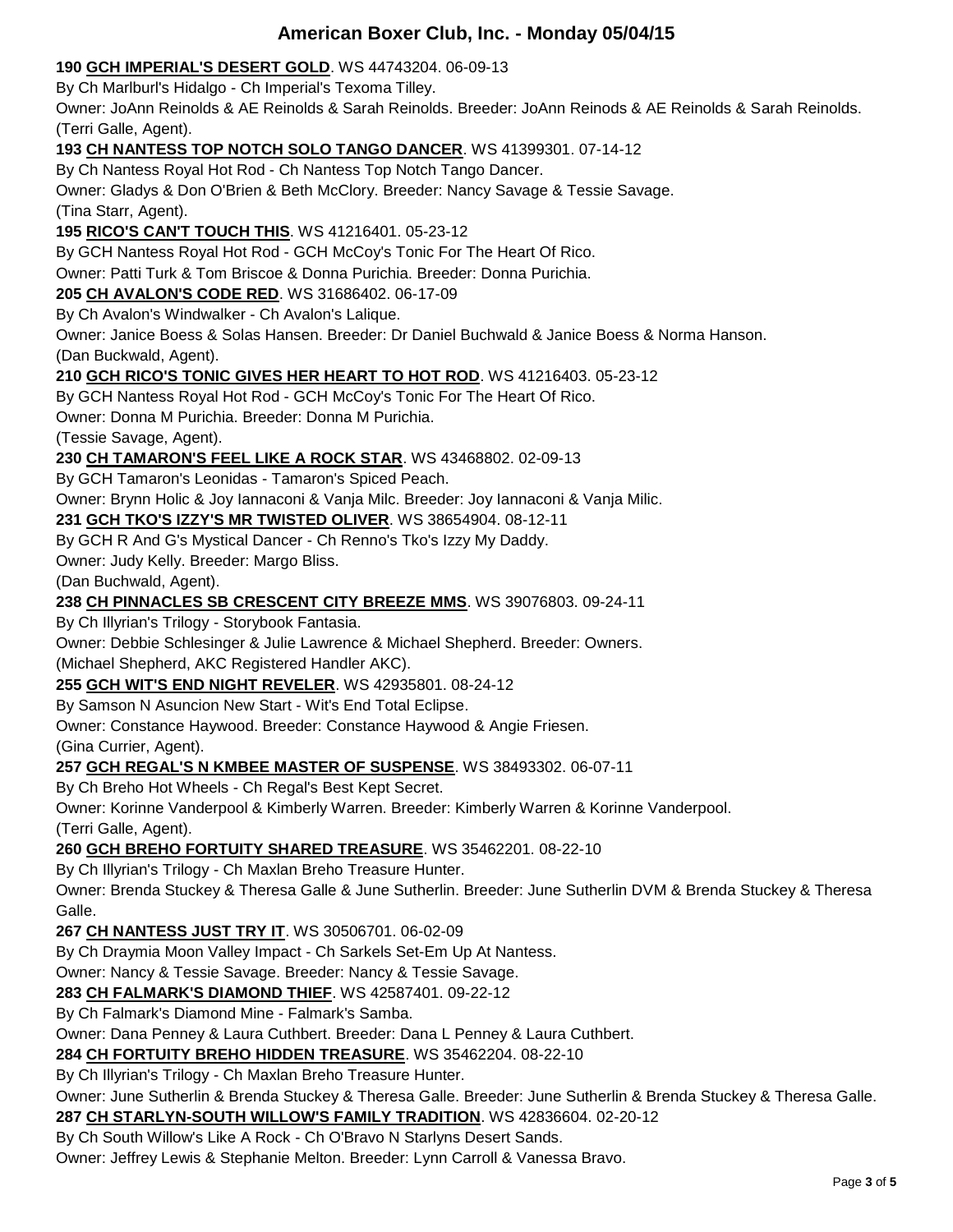**190 GCH IMPERIAL'S DESERT GOLD**. WS 44743204. 06-09-13
By Ch Marlburl's Hidalgo - Ch Imperial's Texoma Tilley.
Owner: JoAnn Reinolds & AE Reinolds & Sarah Reinolds. Breeder: JoAnn Reinods & AE Reinolds & Sarah Reinolds.
(Terri Galle, Agent).

**193 CH NANTESS TOP NOTCH SOLO TANGO DANCER**. WS 41399301. 07-14-12
By Ch Nantess Royal Hot Rod - Ch Nantess Top Notch Tango Dancer.
Owner: Gladys & Don O'Brien & Beth McClory. Breeder: Nancy Savage & Tessie Savage.
(Tina Starr, Agent).

**195 RICO'S CAN'T TOUCH THIS**. WS 41216401. 05-23-12
By GCH Nantess Royal Hot Rod - GCH McCoy's Tonic For The Heart Of Rico.
Owner: Patti Turk & Tom Briscoe & Donna Purichia. Breeder: Donna Purichia.

**205 CH AVALON'S CODE RED**. WS 31686402. 06-17-09
By Ch Avalon's Windwalker - Ch Avalon's Lalique.
Owner: Janice Boess & Solas Hansen. Breeder: Dr Daniel Buchwald & Janice Boess & Norma Hanson.
(Dan Buckwald, Agent).

**210 GCH RICO'S TONIC GIVES HER HEART TO HOT ROD**. WS 41216403. 05-23-12
By GCH Nantess Royal Hot Rod - GCH McCoy's Tonic For The Heart Of Rico.
Owner: Donna M Purichia. Breeder: Donna M Purichia.
(Tessie Savage, Agent).

**230 CH TAMARON'S FEEL LIKE A ROCK STAR**. WS 43468802. 02-09-13
By GCH Tamaron's Leonidas - Tamaron's Spiced Peach.
Owner: Brynn Holic & Joy Iannaconi & Vanja Milc. Breeder: Joy Iannaconi & Vanja Milic.

**231 GCH TKO'S IZZY'S MR TWISTED OLIVER**. WS 38654904. 08-12-11
By GCH R And G's Mystical Dancer - Ch Renno's Tko's Izzy My Daddy.
Owner: Judy Kelly. Breeder: Margo Bliss.
(Dan Buchwald, Agent).

**238 CH PINNACLES SB CRESCENT CITY BREEZE MMS**. WS 39076803. 09-24-11
By Ch Illyrian's Trilogy - Storybook Fantasia.
Owner: Debbie Schlesinger & Julie Lawrence & Michael Shepherd. Breeder: Owners.
(Michael Shepherd, AKC Registered Handler AKC).

**255 GCH WIT'S END NIGHT REVELER**. WS 42935801. 08-24-12
By Samson N Asuncion New Start - Wit's End Total Eclipse.
Owner: Constance Haywood. Breeder: Constance Haywood & Angie Friesen.
(Gina Currier, Agent).

**257 GCH REGAL'S N KMBEE MASTER OF SUSPENSE**. WS 38493302. 06-07-11
By Ch Breho Hot Wheels - Ch Regal's Best Kept Secret.
Owner: Korinne Vanderpool & Kimberly Warren. Breeder: Kimberly Warren & Korinne Vanderpool.
(Terri Galle, Agent).

**260 GCH BREHO FORTUITY SHARED TREASURE**. WS 35462201. 08-22-10
By Ch Illyrian's Trilogy - Ch Maxlan Breho Treasure Hunter.
Owner: Brenda Stuckey & Theresa Galle & June Sutherlin. Breeder: June Sutherlin DVM & Brenda Stuckey & Theresa Galle.

**267 CH NANTESS JUST TRY IT**. WS 30506701. 06-02-09
By Ch Draymia Moon Valley Impact - Ch Sarkels Set-Em Up At Nantess.
Owner: Nancy & Tessie Savage. Breeder: Nancy & Tessie Savage.

**283 CH FALMARK'S DIAMOND THIEF**. WS 42587401. 09-22-12
By Ch Falmark's Diamond Mine - Falmark's Samba.
Owner: Dana Penney & Laura Cuthbert. Breeder: Dana L Penney & Laura Cuthbert.

**284 CH FORTUITY BREHO HIDDEN TREASURE**. WS 35462204. 08-22-10
By Ch Illyrian's Trilogy - Ch Maxlan Breho Treasure Hunter.
Owner: June Sutherlin & Brenda Stuckey & Theresa Galle. Breeder: June Sutherlin & Brenda Stuckey & Theresa Galle.

**287 CH STARLYN-SOUTH WILLOW'S FAMILY TRADITION**. WS 42836604. 02-20-12
By Ch South Willow's Like A Rock - Ch O'Bravo N Starlyns Desert Sands.
Owner: Jeffrey Lewis & Stephanie Melton. Breeder: Lynn Carroll & Vanessa Bravo.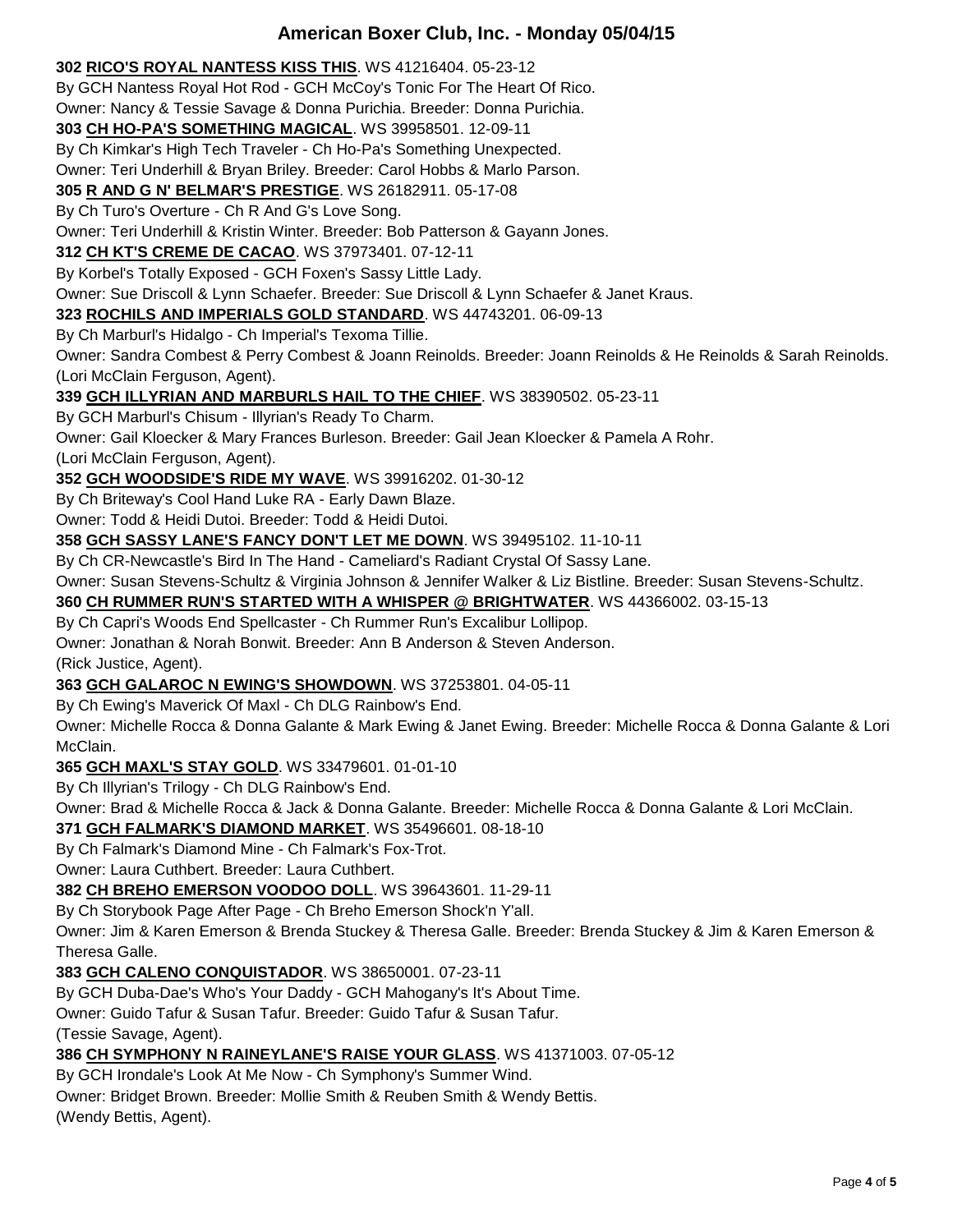**302 RICO'S ROYAL NANTESS KISS THIS**. WS 41216404. 05-23-12
By GCH Nantess Royal Hot Rod - GCH McCoy's Tonic For The Heart Of Rico.
Owner: Nancy & Tessie Savage & Donna Purichia. Breeder: Donna Purichia.

**303 CH HO-PA'S SOMETHING MAGICAL**. WS 39958501. 12-09-11
By Ch Kimkar's High Tech Traveler - Ch Ho-Pa's Something Unexpected.
Owner: Teri Underhill & Bryan Briley. Breeder: Carol Hobbs & Marlo Parson.

**305 R AND G N' BELMAR'S PRESTIGE**. WS 26182911. 05-17-08
By Ch Turo's Overture - Ch R And G's Love Song.
Owner: Teri Underhill & Kristin Winter. Breeder: Bob Patterson & Gayann Jones.

**312 CH KT'S CREME DE CACAO**. WS 37973401. 07-12-11
By Korbel's Totally Exposed - GCH Foxen's Sassy Little Lady.
Owner: Sue Driscoll & Lynn Schaefer. Breeder: Sue Driscoll & Lynn Schaefer & Janet Kraus.

**323 ROCHILS AND IMPERIALS GOLD STANDARD**. WS 44743201. 06-09-13
By Ch Marburl's Hidalgo - Ch Imperial's Texoma Tillie.
Owner: Sandra Combest & Perry Combest & Joann Reinolds. Breeder: Joann Reinolds & He Reinolds & Sarah Reinolds.
(Lori McClain Ferguson, Agent).

**339 GCH ILLYRIAN AND MARBURLS HAIL TO THE CHIEF**. WS 38390502. 05-23-11
By GCH Marburl's Chisum - Illyrian's Ready To Charm.
Owner: Gail Kloecker & Mary Frances Burleson. Breeder: Gail Jean Kloecker & Pamela A Rohr.
(Lori McClain Ferguson, Agent).

**352 GCH WOODSIDE'S RIDE MY WAVE**. WS 39916202. 01-30-12
By Ch Briteway's Cool Hand Luke RA - Early Dawn Blaze.
Owner: Todd & Heidi Dutoi. Breeder: Todd & Heidi Dutoi.

**358 GCH SASSY LANE'S FANCY DON'T LET ME DOWN**. WS 39495102. 11-10-11
By Ch CR-Newcastle's Bird In The Hand - Cameliard's Radiant Crystal Of Sassy Lane.
Owner: Susan Stevens-Schultz & Virginia Johnson & Jennifer Walker & Liz Bistline. Breeder: Susan Stevens-Schultz.

**360 CH RUMMER RUN'S STARTED WITH A WHISPER @ BRIGHTWATER**. WS 44366002. 03-15-13
By Ch Capri's Woods End Spellcaster - Ch Rummer Run's Excalibur Lollipop.
Owner: Jonathan & Norah Bonwit. Breeder: Ann B Anderson & Steven Anderson.
(Rick Justice, Agent).

**363 GCH GALAROC N EWING'S SHOWDOWN**. WS 37253801. 04-05-11
By Ch Ewing's Maverick Of Maxl - Ch DLG Rainbow's End.
Owner: Michelle Rocca & Donna Galante & Mark Ewing & Janet Ewing. Breeder: Michelle Rocca & Donna Galante & Lori McClain.

**365 GCH MAXL'S STAY GOLD**. WS 33479601. 01-01-10
By Ch Illyrian's Trilogy - Ch DLG Rainbow's End.
Owner: Brad & Michelle Rocca & Jack & Donna Galante. Breeder: Michelle Rocca & Donna Galante & Lori McClain.

**371 GCH FALMARK'S DIAMOND MARKET**. WS 35496601. 08-18-10
By Ch Falmark's Diamond Mine - Ch Falmark's Fox-Trot.
Owner: Laura Cuthbert. Breeder: Laura Cuthbert.

**382 CH BREHO EMERSON VOODOO DOLL**. WS 39643601. 11-29-11
By Ch Storybook Page After Page - Ch Breho Emerson Shock'n Y'all.
Owner: Jim & Karen Emerson & Brenda Stuckey & Theresa Galle. Breeder: Brenda Stuckey & Jim & Karen Emerson & Theresa Galle.

**383 GCH CALENO CONQUISTADOR**. WS 38650001. 07-23-11
By GCH Duba-Dae's Who's Your Daddy - GCH Mahogany's It's About Time.
Owner: Guido Tafur & Susan Tafur. Breeder: Guido Tafur & Susan Tafur.
(Tessie Savage, Agent).

**386 CH SYMPHONY N RAINEYLANE'S RAISE YOUR GLASS**. WS 41371003. 07-05-12
By GCH Irondale's Look At Me Now - Ch Symphony's Summer Wind.
Owner: Bridget Brown. Breeder: Mollie Smith & Reuben Smith & Wendy Bettis.
(Wendy Bettis, Agent).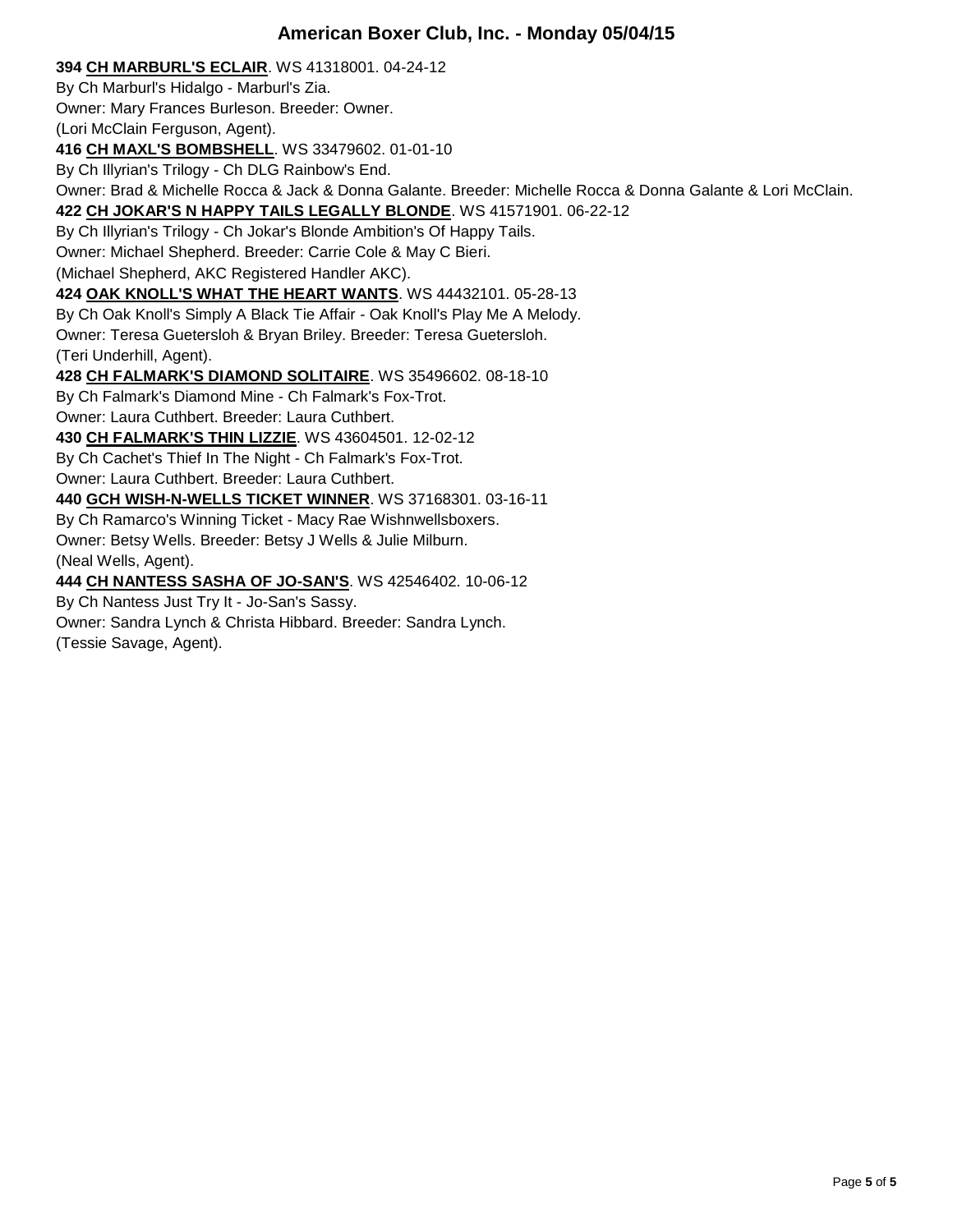**394 CH MARBURL'S ECLAIR**. WS 41318001. 04-24-12
By Ch Marburl's Hidalgo - Marburl's Zia.
Owner: Mary Frances Burleson. Breeder: Owner.
(Lori McClain Ferguson, Agent).

**416 CH MAXL'S BOMBSHELL**. WS 33479602. 01-01-10
By Ch Illyrian's Trilogy - Ch DLG Rainbow's End.
Owner: Brad & Michelle Rocca & Jack & Donna Galante. Breeder: Michelle Rocca & Donna Galante & Lori McClain.

**422 CH JOKAR'S N HAPPY TAILS LEGALLY BLONDE**. WS 41571901. 06-22-12
By Ch Illyrian's Trilogy - Ch Jokar's Blonde Ambition's Of Happy Tails.
Owner: Michael Shepherd. Breeder: Carrie Cole & May C Bieri.
(Michael Shepherd, AKC Registered Handler AKC).

**424 OAK KNOLL'S WHAT THE HEART WANTS**. WS 44432101. 05-28-13
By Ch Oak Knoll's Simply A Black Tie Affair - Oak Knoll's Play Me A Melody.
Owner: Teresa Guetersloh & Bryan Briley. Breeder: Teresa Guetersloh.
(Teri Underhill, Agent).

**428 CH FALMARK'S DIAMOND SOLITAIRE**. WS 35496602. 08-18-10
By Ch Falmark's Diamond Mine - Ch Falmark's Fox-Trot.
Owner: Laura Cuthbert. Breeder: Laura Cuthbert.

**430 CH FALMARK'S THIN LIZZIE**. WS 43604501. 12-02-12
By Ch Cachet's Thief In The Night - Ch Falmark's Fox-Trot.
Owner: Laura Cuthbert. Breeder: Laura Cuthbert.

**440 GCH WISH-N-WELLS TICKET WINNER**. WS 37168301. 03-16-11
By Ch Ramarco's Winning Ticket - Macy Rae Wishnwellsboxers.
Owner: Betsy Wells. Breeder: Betsy J Wells & Julie Milburn.
(Neal Wells, Agent).

**444 CH NANTESS SASHA OF JO-SAN'S**. WS 42546402. 10-06-12
By Ch Nantess Just Try It - Jo-San's Sassy.
Owner: Sandra Lynch & Christa Hibbard. Breeder: Sandra Lynch.
(Tessie Savage, Agent).